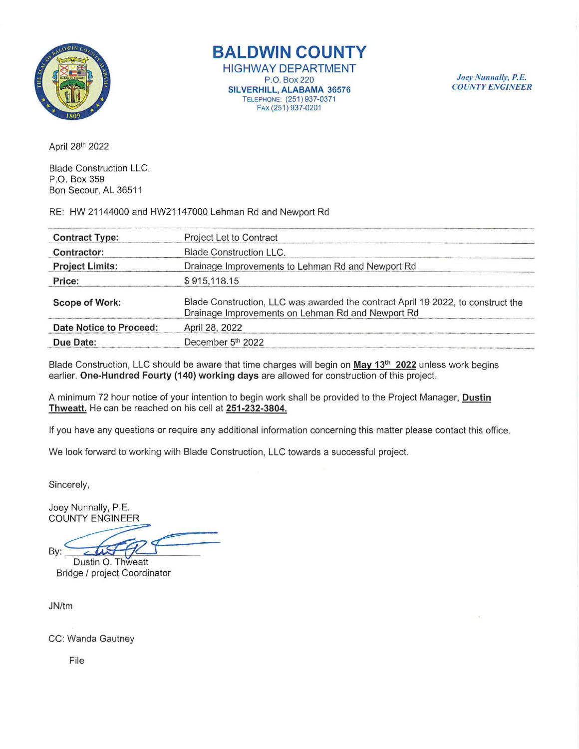# BALDWIN COUNTY

HIGHWAY DEPARTMENT
P.O. Box 220
**SILVERHILL, ALABAMA 36576**
TELEPHONE: (251) 937-0371
FAX (251) 937-0201

*Joey Nunnally, P.E.*
*COUNTY ENGINEER*

April 28th 2022

Blade Construction LLC.
P.O. Box 359
Bon Secour, AL 36511

RE: HW 21144000 and HW21147000 Lehman Rd and Newport Rd

| | |
|---|---|
| **Contract Type:** | Project Let to Contract |
| **Contractor:** | Blade Construction LLC. |
| **Project Limits:** | Drainage Improvements to Lehman Rd and Newport Rd |
| **Price:** | $ 915,118.15 |
| **Scope of Work:** | Blade Construction, LLC was awarded the contract April 19 2022, to construct the Drainage Improvements on Lehman Rd and Newport Rd |
| **Date Notice to Proceed:** | April 28, 2022 |
| **Due Date:** | December 5th 2022 |

Blade Construction, LLC should be aware that time charges will begin on **May 13th 2022** unless work begins earlier. **One-Hundred Fourty (140) working days** are allowed for construction of this project.

A minimum 72 hour notice of your intention to begin work shall be provided to the Project Manager, **Dustin Thweatt.** He can be reached on his cell at **251-232-3804.**

If you have any questions or require any additional information concerning this matter please contact this office.

We look forward to working with Blade Construction, LLC towards a successful project.

Sincerely,

Joey Nunnally, P.E.
COUNTY ENGINEER

By: ______________________
Dustin O. Thweatt
Bridge / project Coordinator

JN/tm

CC: Wanda Gautney

File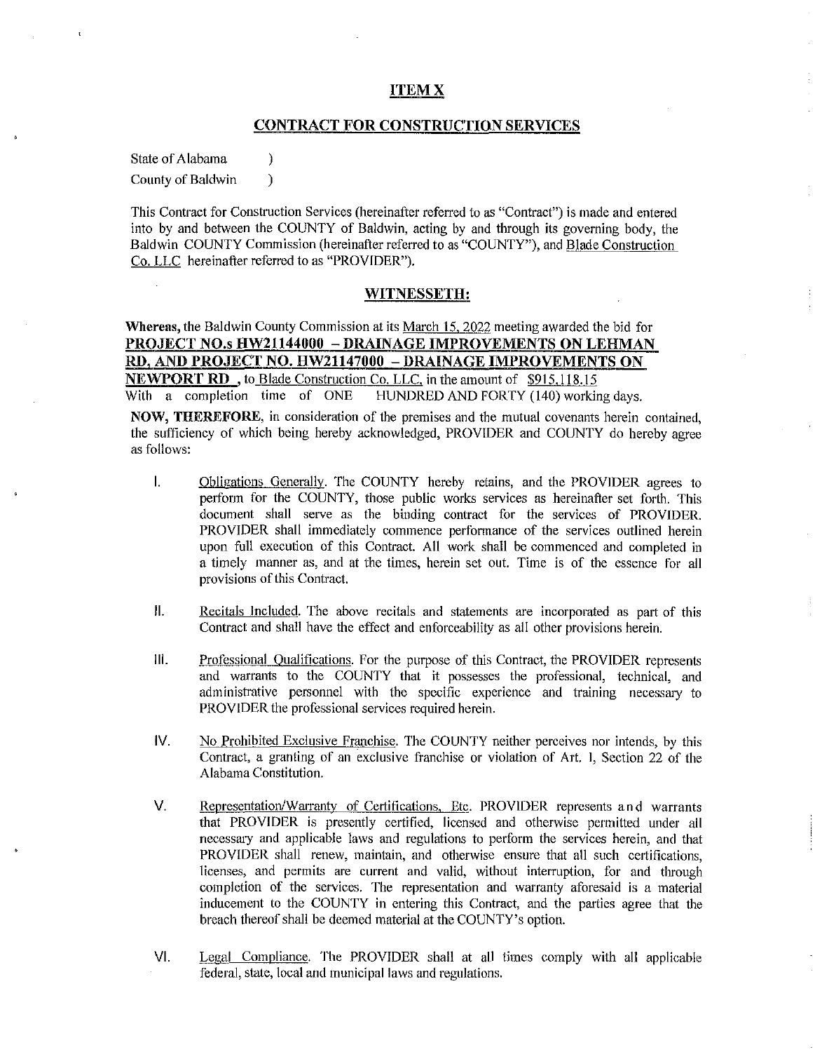## ITEM X

## CONTRACT FOR CONSTRUCTION SERVICES

State of Alabama )
County of Baldwin )

This Contract for Construction Services (hereinafter referred to as "Contract") is made and entered into by and between the COUNTY of Baldwin, acting by and through its governing body, the Baldwin COUNTY Commission (hereinafter referred to as "COUNTY"), and Blade Construction Co. LLC hereinafter referred to as "PROVIDER").

## WITNESSETH:

**Whereas,** the Baldwin County Commission at its March 15, 2022 meeting awarded the bid for **PROJECT NO.s HW21144000 – DRAINAGE IMPROVEMENTS ON LEHMAN RD, AND PROJECT NO. HW21147000 – DRAINAGE IMPROVEMENTS ON NEWPORT RD**, to Blade Construction Co. LLC, in the amount of $915,118.15 With a completion time of ONE HUNDRED AND FORTY (140) working days.

**NOW, THEREFORE**, in consideration of the premises and the mutual covenants herein contained, the sufficiency of which being hereby acknowledged, PROVIDER and COUNTY do hereby agree as follows:

I. Obligations Generally. The COUNTY hereby retains, and the PROVIDER agrees to perform for the COUNTY, those public works services as hereinafter set forth. This document shall serve as the binding contract for the services of PROVIDER. PROVIDER shall immediately commence performance of the services outlined herein upon full execution of this Contract. All work shall be commenced and completed in a timely manner as, and at the times, herein set out. Time is of the essence for all provisions of this Contract.

II. Recitals Included. The above recitals and statements are incorporated as part of this Contract and shall have the effect and enforceability as all other provisions herein.

III. Professional Qualifications. For the purpose of this Contract, the PROVIDER represents and warrants to the COUNTY that it possesses the professional, technical, and administrative personnel with the specific experience and training necessary to PROVIDER the professional services required herein.

IV. No Prohibited Exclusive Franchise. The COUNTY neither perceives nor intends, by this Contract, a granting of an exclusive franchise or violation of Art. I, Section 22 of the Alabama Constitution.

V. Representation/Warranty of Certifications, Etc. PROVIDER represents and warrants that PROVIDER is presently certified, licensed and otherwise permitted under all necessary and applicable laws and regulations to perform the services herein, and that PROVIDER shall renew, maintain, and otherwise ensure that all such certifications, licenses, and permits are current and valid, without interruption, for and through completion of the services. The representation and warranty aforesaid is a material inducement to the COUNTY in entering this Contract, and the parties agree that the breach thereof shall be deemed material at the COUNTY's option.

VI. Legal Compliance. The PROVIDER shall at all times comply with all applicable federal, state, local and municipal laws and regulations.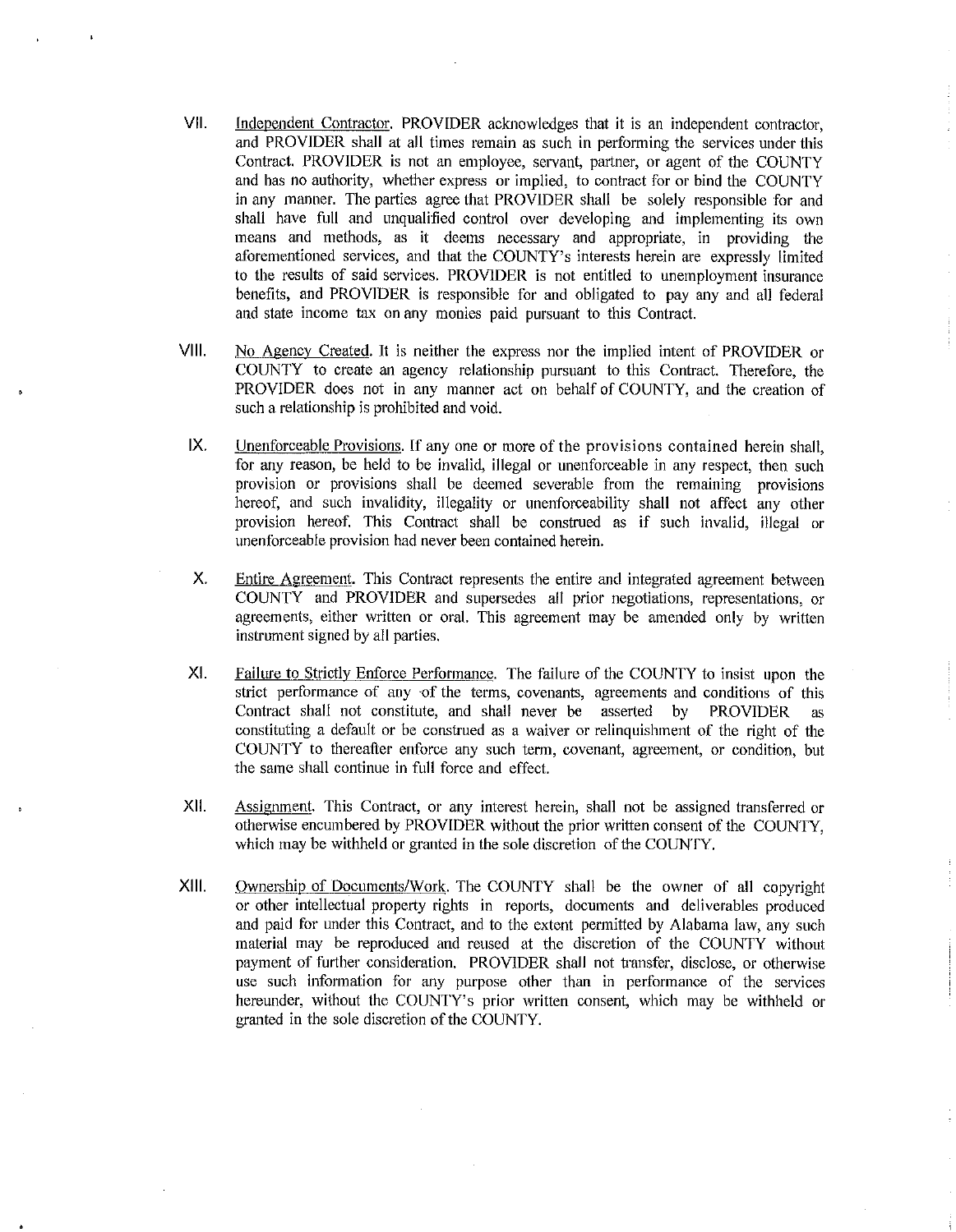VII. Independent Contractor. PROVIDER acknowledges that it is an independent contractor, and PROVIDER shall at all times remain as such in performing the services under this Contract. PROVIDER is not an employee, servant, partner, or agent of the COUNTY and has no authority, whether express or implied, to contract for or bind the COUNTY in any manner. The parties agree that PROVIDER shall be solely responsible for and shall have full and unqualified control over developing and implementing its own means and methods, as it deems necessary and appropriate, in providing the aforementioned services, and that the COUNTY's interests herein are expressly limited to the results of said services. PROVIDER is not entitled to unemployment insurance benefits, and PROVIDER is responsible for and obligated to pay any and all federal and state income tax on any monies paid pursuant to this Contract.

VIII. No Agency Created. It is neither the express nor the implied intent of PROVIDER or COUNTY to create an agency relationship pursuant to this Contract. Therefore, the PROVIDER does not in any manner act on behalf of COUNTY, and the creation of such a relationship is prohibited and void.

IX. Unenforceable Provisions. If any one or more of the provisions contained herein shall, for any reason, be held to be invalid, illegal or unenforceable in any respect, then such provision or provisions shall be deemed severable from the remaining provisions hereof, and such invalidity, illegality or unenforceability shall not affect any other provision hereof. This Contract shall be construed as if such invalid, illegal or unenforceable provision had never been contained herein.

X. Entire Agreement. This Contract represents the entire and integrated agreement between COUNTY and PROVIDER and supersedes all prior negotiations, representations, or agreements, either written or oral. This agreement may be amended only by written instrument signed by all parties.

XI. Failure to Strictly Enforce Performance. The failure of the COUNTY to insist upon the strict performance of any of the terms, covenants, agreements and conditions of this Contract shall not constitute, and shall never be asserted by PROVIDER as constituting a default or be construed as a waiver or relinquishment of the right of the COUNTY to thereafter enforce any such term, covenant, agreement, or condition, but the same shall continue in full force and effect.

XII. Assignment. This Contract, or any interest herein, shall not be assigned transferred or otherwise encumbered by PROVIDER without the prior written consent of the COUNTY, which may be withheld or granted in the sole discretion of the COUNTY.

XIII. Ownership of Documents/Work. The COUNTY shall be the owner of all copyright or other intellectual property rights in reports, documents and deliverables produced and paid for under this Contract, and to the extent permitted by Alabama law, any such material may be reproduced and reused at the discretion of the COUNTY without payment of further consideration. PROVIDER shall not transfer, disclose, or otherwise use such information for any purpose other than in performance of the services hereunder, without the COUNTY's prior written consent, which may be withheld or granted in the sole discretion of the COUNTY.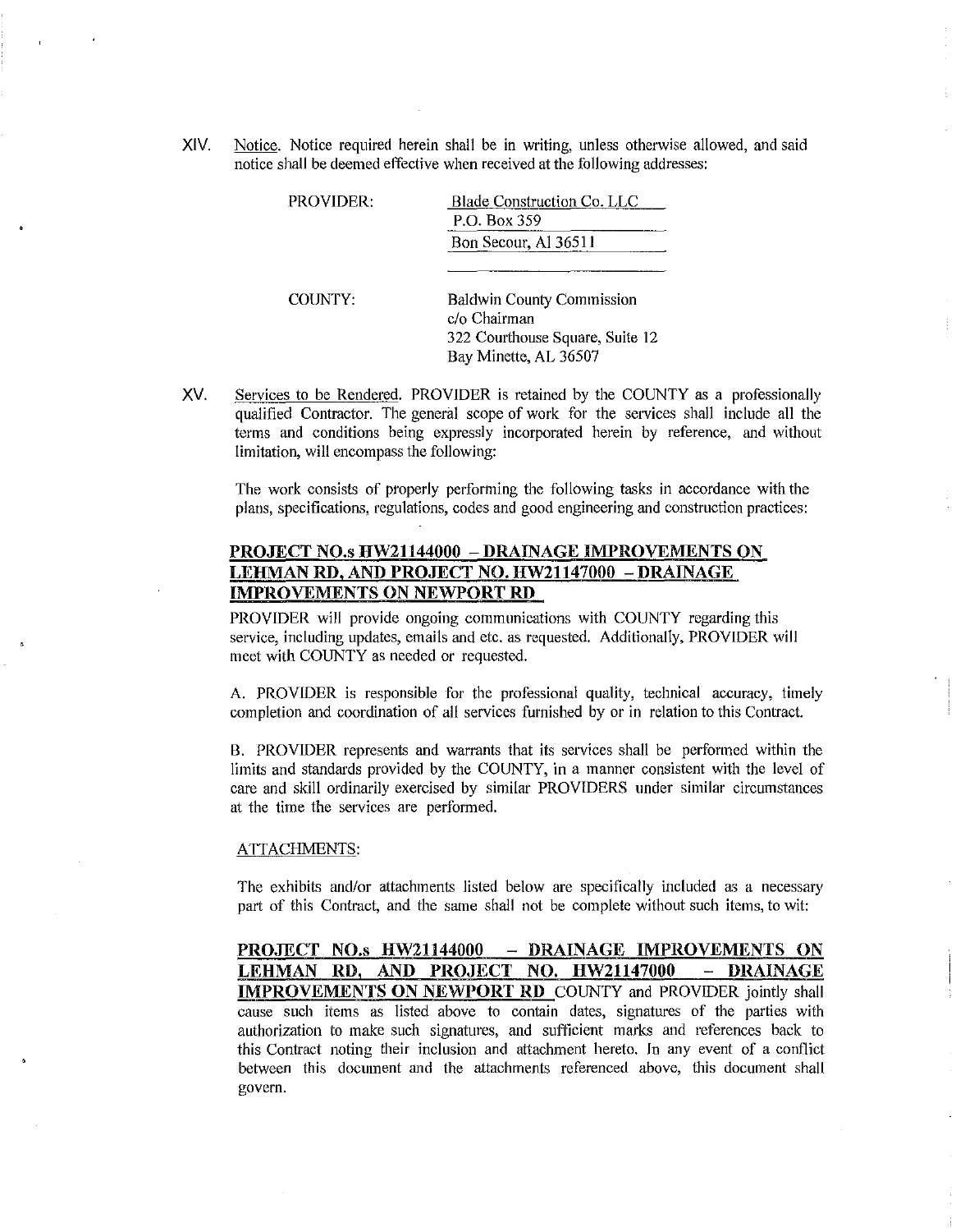XIV. Notice. Notice required herein shall be in writing, unless otherwise allowed, and said notice shall be deemed effective when received at the following addresses:

PROVIDER:

Blade Construction Co. LLC
P.O. Box 359
Bon Secour, Al 36511

COUNTY:

Baldwin County Commission
c/o Chairman
322 Courthouse Square, Suite 12
Bay Minette, AL 36507

XV. Services to be Rendered. PROVIDER is retained by the COUNTY as a professionally qualified Contractor. The general scope of work for the services shall include all the terms and conditions being expressly incorporated herein by reference, and without limitation, will encompass the following:

The work consists of properly performing the following tasks in accordance with the plans, specifications, regulations, codes and good engineering and construction practices:

**PROJECT NO.s HW21144000 – DRAINAGE IMPROVEMENTS ON LEHMAN RD, AND PROJECT NO. HW21147000 – DRAINAGE IMPROVEMENTS ON NEWPORT RD**

PROVIDER will provide ongoing communications with COUNTY regarding this service, including updates, emails and etc. as requested. Additionally, PROVIDER will meet with COUNTY as needed or requested.

A. PROVIDER is responsible for the professional quality, technical accuracy, timely completion and coordination of all services furnished by or in relation to this Contract.

B. PROVIDER represents and warrants that its services shall be performed within the limits and standards provided by the COUNTY, in a manner consistent with the level of care and skill ordinarily exercised by similar PROVIDERS under similar circumstances at the time the services are performed.

ATTACHMENTS:

The exhibits and/or attachments listed below are specifically included as a necessary part of this Contract, and the same shall not be complete without such items, to wit:

**PROJECT NO.s HW21144000 – DRAINAGE IMPROVEMENTS ON LEHMAN RD, AND PROJECT NO. HW21147000 – DRAINAGE IMPROVEMENTS ON NEWPORT RD** COUNTY and PROVIDER jointly shall cause such items as listed above to contain dates, signatures of the parties with authorization to make such signatures, and sufficient marks and references back to this Contract noting their inclusion and attachment hereto. In any event of a conflict between this document and the attachments referenced above, this document shall govern.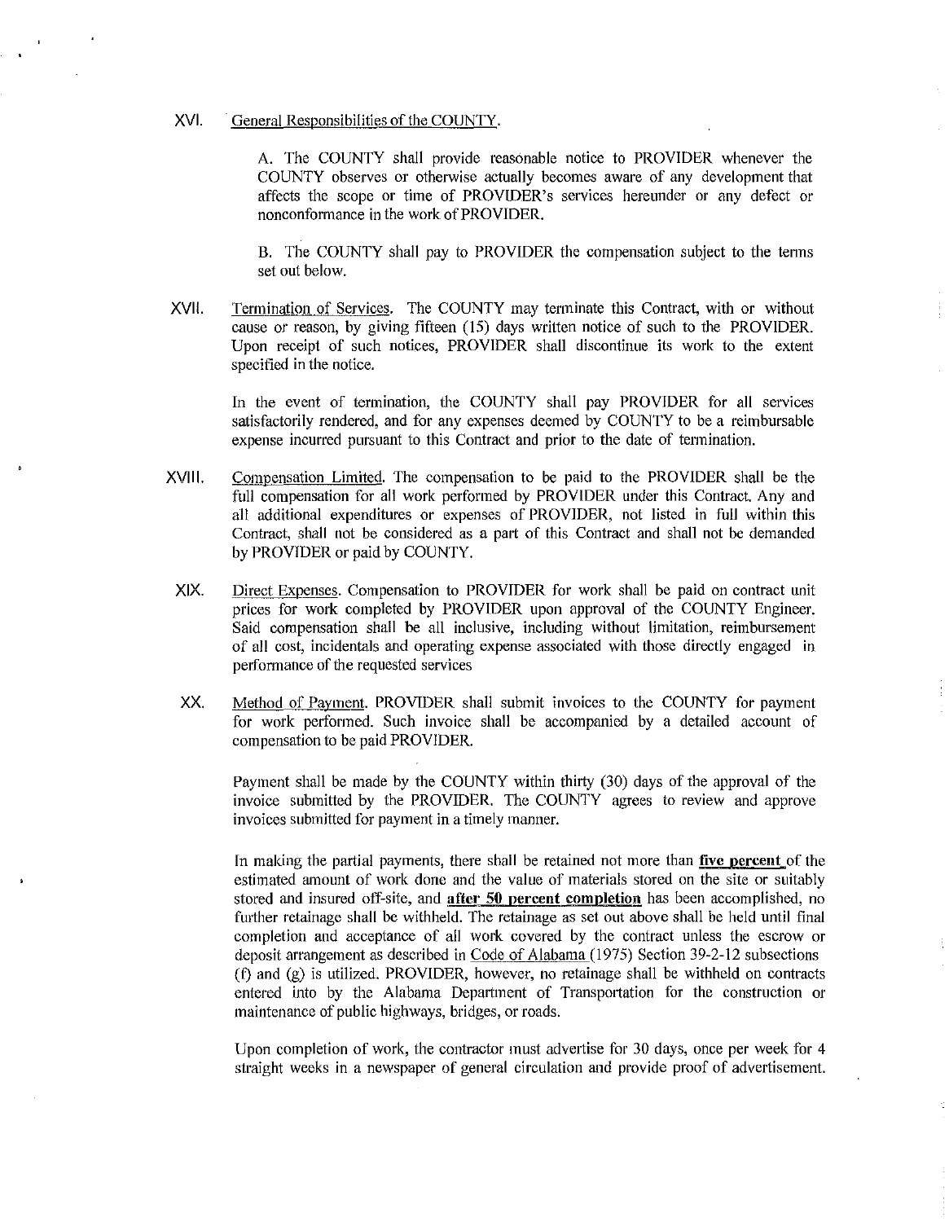XVI. <u>General Responsibilities of the COUNTY.</u>

A. The COUNTY shall provide reasonable notice to PROVIDER whenever the COUNTY observes or otherwise actually becomes aware of any development that affects the scope or time of PROVIDER's services hereunder or any defect or nonconformance in the work of PROVIDER.

B. The COUNTY shall pay to PROVIDER the compensation subject to the terms set out below.

XVII. <u>Termination of Services.</u> The COUNTY may terminate this Contract, with or without cause or reason, by giving fifteen (15) days written notice of such to the PROVIDER. Upon receipt of such notices, PROVIDER shall discontinue its work to the extent specified in the notice.

In the event of termination, the COUNTY shall pay PROVIDER for all services satisfactorily rendered, and for any expenses deemed by COUNTY to be a reimbursable expense incurred pursuant to this Contract and prior to the date of termination.

XVIII. <u>Compensation Limited.</u> The compensation to be paid to the PROVIDER shall be the full compensation for all work performed by PROVIDER under this Contract. Any and all additional expenditures or expenses of PROVIDER, not listed in full within this Contract, shall not be considered as a part of this Contract and shall not be demanded by PROVIDER or paid by COUNTY.

XIX. <u>Direct Expenses.</u> Compensation to PROVIDER for work shall be paid on contract unit prices for work completed by PROVIDER upon approval of the COUNTY Engineer. Said compensation shall be all inclusive, including without limitation, reimbursement of all cost, incidentals and operating expense associated with those directly engaged in performance of the requested services

XX. <u>Method of Payment.</u> PROVIDER shall submit invoices to the COUNTY for payment for work performed. Such invoice shall be accompanied by a detailed account of compensation to be paid PROVIDER.

Payment shall be made by the COUNTY within thirty (30) days of the approval of the invoice submitted by the PROVIDER. The COUNTY agrees to review and approve invoices submitted for payment in a timely manner.

In making the partial payments, there shall be retained not more than **<u>five percent</u>** of the estimated amount of work done and the value of materials stored on the site or suitably stored and insured off-site, and **<u>after 50 percent completion</u>** has been accomplished, no further retainage shall be withheld. The retainage as set out above shall be held until final completion and acceptance of all work covered by the contract unless the escrow or deposit arrangement as described in <u>Code of Alabama</u> (1975) Section 39-2-12 subsections (f) and (g) is utilized. PROVIDER, however, no retainage shall be withheld on contracts entered into by the Alabama Department of Transportation for the construction or maintenance of public highways, bridges, or roads.

Upon completion of work, the contractor must advertise for 30 days, once per week for 4 straight weeks in a newspaper of general circulation and provide proof of advertisement.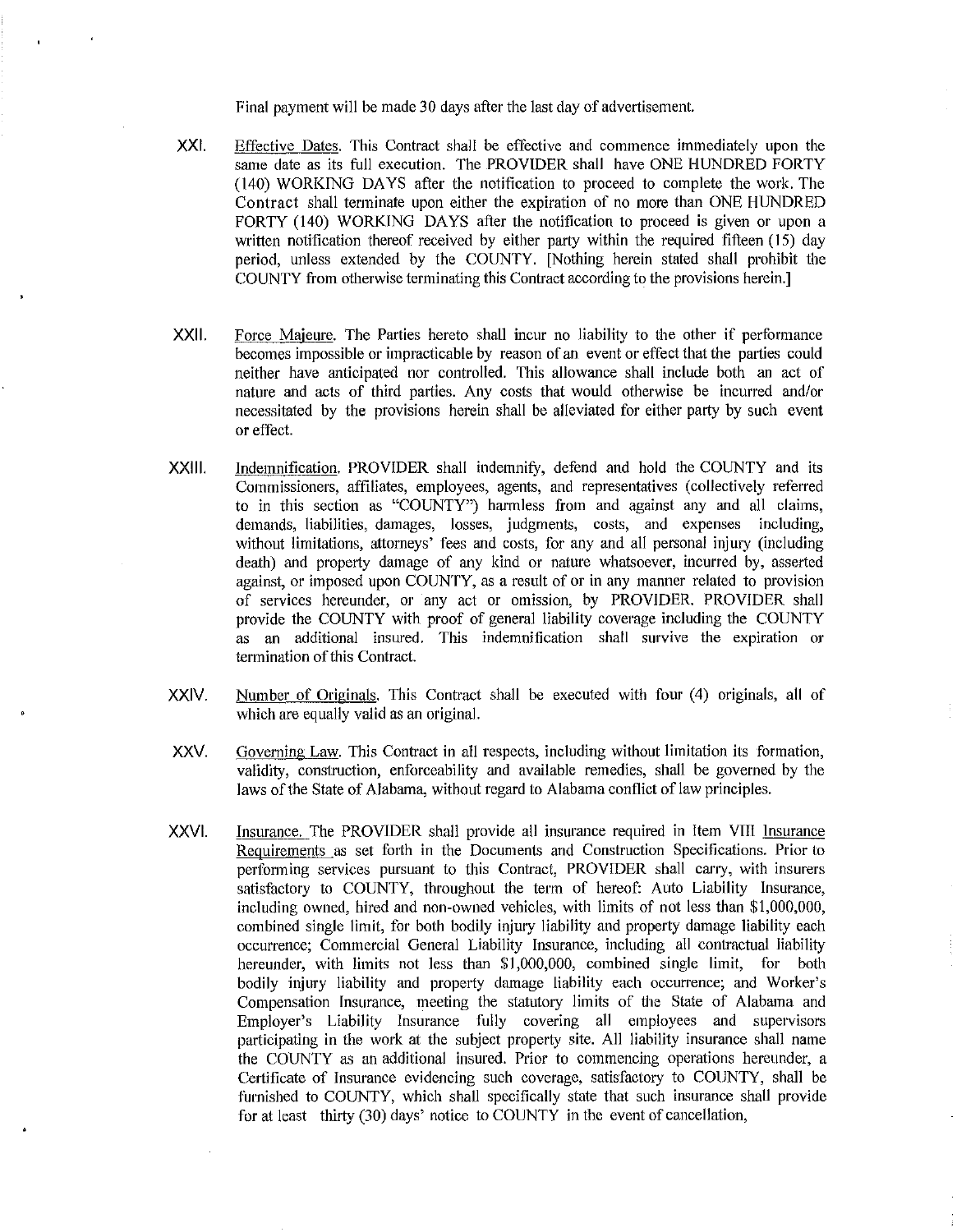Final payment will be made 30 days after the last day of advertisement.

XXI. Effective Dates. This Contract shall be effective and commence immediately upon the same date as its full execution. The PROVIDER shall have ONE HUNDRED FORTY (140) WORKING DAYS after the notification to proceed to complete the work. The Contract shall terminate upon either the expiration of no more than ONE HUNDRED FORTY (140) WORKING DAYS after the notification to proceed is given or upon a written notification thereof received by either party within the required fifteen (15) day period, unless extended by the COUNTY. [Nothing herein stated shall prohibit the COUNTY from otherwise terminating this Contract according to the provisions herein.]

XXII. Force Majeure. The Parties hereto shall incur no liability to the other if performance becomes impossible or impracticable by reason of an event or effect that the parties could neither have anticipated nor controlled. This allowance shall include both an act of nature and acts of third parties. Any costs that would otherwise be incurred and/or necessitated by the provisions herein shall be alleviated for either party by such event or effect.

XXIII. Indemnification. PROVIDER shall indemnify, defend and hold the COUNTY and its Commissioners, affiliates, employees, agents, and representatives (collectively referred to in this section as "COUNTY") harmless from and against any and all claims, demands, liabilities, damages, losses, judgments, costs, and expenses including, without limitations, attorneys' fees and costs, for any and all personal injury (including death) and property damage of any kind or nature whatsoever, incurred by, asserted against, or imposed upon COUNTY, as a result of or in any manner related to provision of services hereunder, or any act or omission, by PROVIDER. PROVIDER shall provide the COUNTY with proof of general liability coverage including the COUNTY as an additional insured. This indemnification shall survive the expiration or termination of this Contract.

XXIV. Number of Originals. This Contract shall be executed with four (4) originals, all of which are equally valid as an original.

XXV. Governing Law. This Contract in all respects, including without limitation its formation, validity, construction, enforceability and available remedies, shall be governed by the laws of the State of Alabama, without regard to Alabama conflict of law principles.

XXVI. Insurance. The PROVIDER shall provide all insurance required in Item VIII Insurance Requirements as set forth in the Documents and Construction Specifications. Prior to performing services pursuant to this Contract, PROVIDER shall carry, with insurers satisfactory to COUNTY, throughout the term of hereof: Auto Liability Insurance, including owned, hired and non-owned vehicles, with limits of not less than $1,000,000, combined single limit, for both bodily injury liability and property damage liability each occurrence; Commercial General Liability Insurance, including all contractual liability hereunder, with limits not less than $1,000,000, combined single limit, for both bodily injury liability and property damage liability each occurrence; and Worker's Compensation Insurance, meeting the statutory limits of the State of Alabama and Employer's Liability Insurance fully covering all employees and supervisors participating in the work at the subject property site. All liability insurance shall name the COUNTY as an additional insured. Prior to commencing operations hereunder, a Certificate of Insurance evidencing such coverage, satisfactory to COUNTY, shall be furnished to COUNTY, which shall specifically state that such insurance shall provide for at least thirty (30) days' notice to COUNTY in the event of cancellation,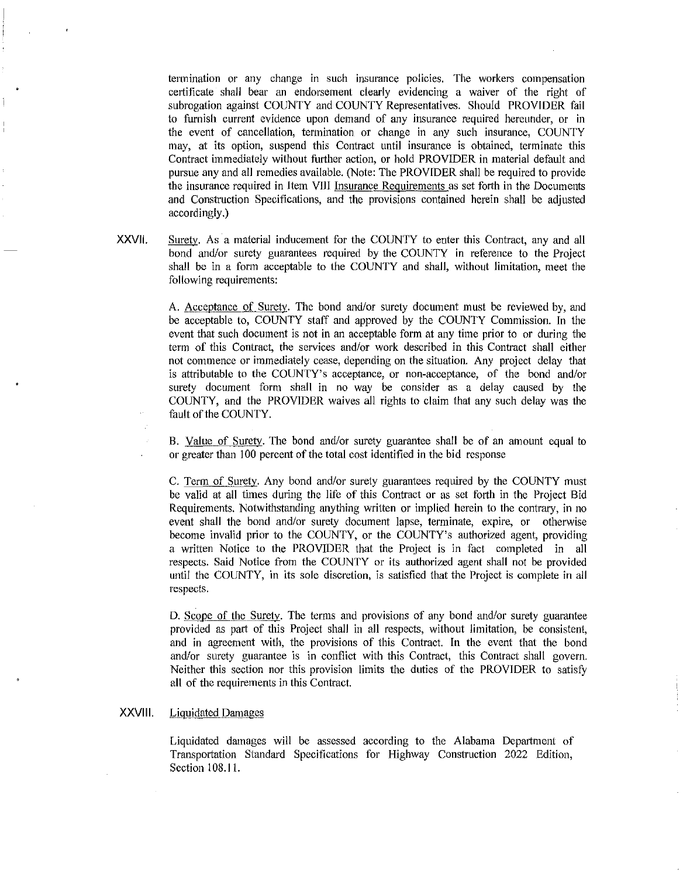termination or any change in such insurance policies. The workers compensation certificate shall bear an endorsement clearly evidencing a waiver of the right of subrogation against COUNTY and COUNTY Representatives. Should PROVIDER fail to furnish current evidence upon demand of any insurance required hereunder, or in the event of cancellation, termination or change in any such insurance, COUNTY may, at its option, suspend this Contract until insurance is obtained, terminate this Contract immediately without further action, or hold PROVIDER in material default and pursue any and all remedies available. (Note: The PROVIDER shall be required to provide the insurance required in Item VIII Insurance Requirements as set forth in the Documents and Construction Specifications, and the provisions contained herein shall be adjusted accordingly.)

XXVII. Surety. As a material inducement for the COUNTY to enter this Contract, any and all bond and/or surety guarantees required by the COUNTY in reference to the Project shall be in a form acceptable to the COUNTY and shall, without limitation, meet the following requirements:

A. Acceptance of Surety. The bond and/or surety document must be reviewed by, and be acceptable to, COUNTY staff and approved by the COUNTY Commission. In the event that such document is not in an acceptable form at any time prior to or during the term of this Contract, the services and/or work described in this Contract shall either not commence or immediately cease, depending on the situation. Any project delay that is attributable to the COUNTY's acceptance, or non-acceptance, of the bond and/or surety document form shall in no way be consider as a delay caused by the COUNTY, and the PROVIDER waives all rights to claim that any such delay was the fault of the COUNTY.

B. Value of Surety. The bond and/or surety guarantee shall be of an amount equal to or greater than 100 percent of the total cost identified in the bid response

C. Term of Surety. Any bond and/or surety guarantees required by the COUNTY must be valid at all times during the life of this Contract or as set forth in the Project Bid Requirements. Notwithstanding anything written or implied herein to the contrary, in no event shall the bond and/or surety document lapse, terminate, expire, or otherwise become invalid prior to the COUNTY, or the COUNTY's authorized agent, providing a written Notice to the PROVIDER that the Project is in fact completed in all respects. Said Notice from the COUNTY or its authorized agent shall not be provided until the COUNTY, in its sole discretion, is satisfied that the Project is complete in all respects.

D. Scope of the Surety. The terms and provisions of any bond and/or surety guarantee provided as part of this Project shall in all respects, without limitation, be consistent, and in agreement with, the provisions of this Contract. In the event that the bond and/or surety guarantee is in conflict with this Contract, this Contract shall govern. Neither this section nor this provision limits the duties of the PROVIDER to satisfy all of the requirements in this Contract.

XXVIII. Liquidated Damages

Liquidated damages will be assessed according to the Alabama Department of Transportation Standard Specifications for Highway Construction 2022 Edition, Section 108.11.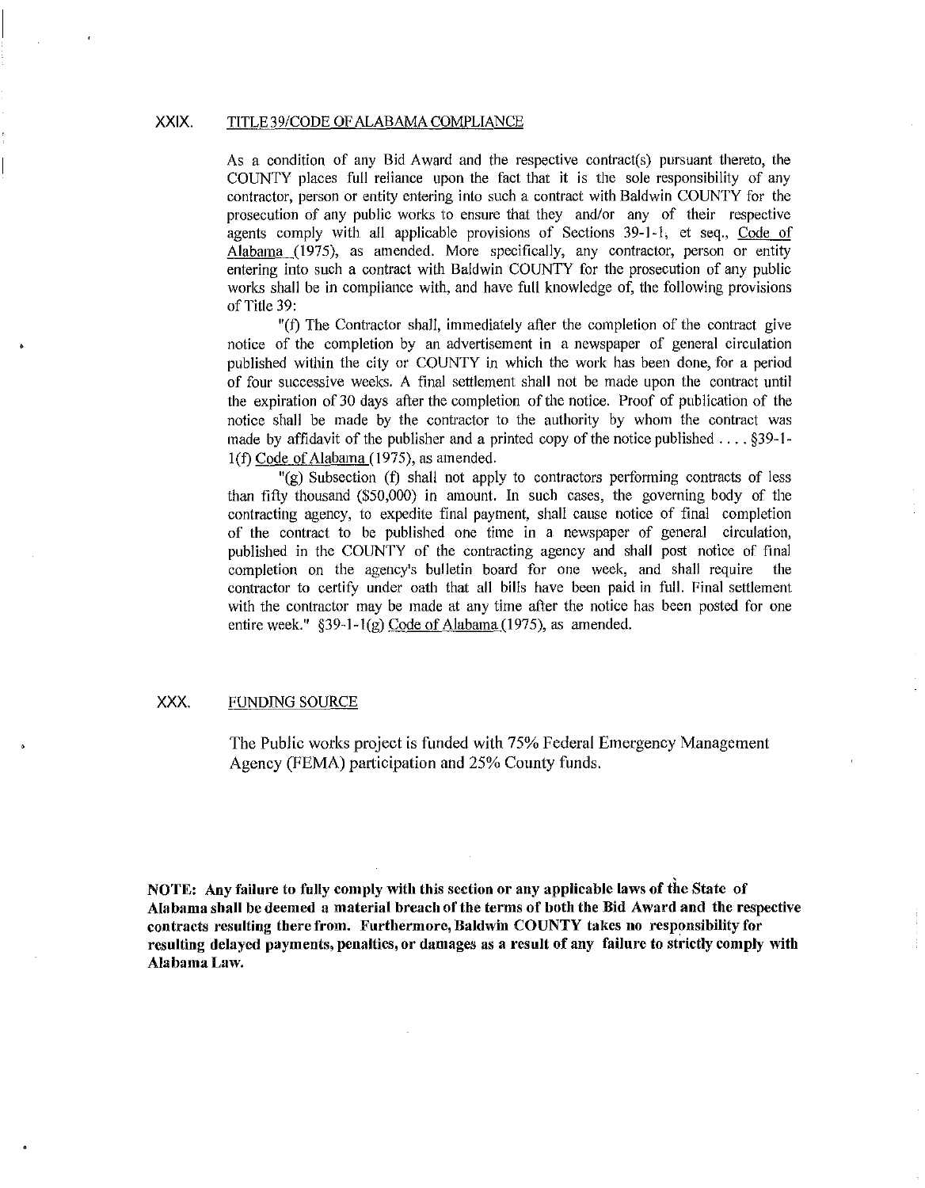## XXIX. TITLE 39/CODE OF ALABAMA COMPLIANCE

As a condition of any Bid Award and the respective contract(s) pursuant thereto, the COUNTY places full reliance upon the fact that it is the sole responsibility of any contractor, person or entity entering into such a contract with Baldwin COUNTY for the prosecution of any public works to ensure that they and/or any of their respective agents comply with all applicable provisions of Sections 39-1-1, et seq., Code of Alabama (1975), as amended. More specifically, any contractor, person or entity entering into such a contract with Baldwin COUNTY for the prosecution of any public works shall be in compliance with, and have full knowledge of, the following provisions of Title 39:

"(f) The Contractor shall, immediately after the completion of the contract give notice of the completion by an advertisement in a newspaper of general circulation published within the city or COUNTY in which the work has been done, for a period of four successive weeks. A final settlement shall not be made upon the contract until the expiration of 30 days after the completion of the notice. Proof of publication of the notice shall be made by the contractor to the authority by whom the contract was made by affidavit of the publisher and a printed copy of the notice published . . . . §39-1-1(f) Code of Alabama (1975), as amended.

"(g) Subsection (f) shall not apply to contractors performing contracts of less than fifty thousand ($50,000) in amount. In such cases, the governing body of the contracting agency, to expedite final payment, shall cause notice of final completion of the contract to be published one time in a newspaper of general circulation, published in the COUNTY of the contracting agency and shall post notice of final completion on the agency's bulletin board for one week, and shall require the contractor to certify under oath that all bills have been paid in full. Final settlement with the contractor may be made at any time after the notice has been posted for one entire week." §39-1-1(g) Code of Alabama (1975), as amended.

## XXX. FUNDING SOURCE

The Public works project is funded with 75% Federal Emergency Management Agency (FEMA) participation and 25% County funds.

**NOTE: Any failure to fully comply with this section or any applicable laws of the State of Alabama shall be deemed a material breach of the terms of both the Bid Award and the respective contracts resulting there from. Furthermore, Baldwin COUNTY takes no responsibility for resulting delayed payments, penalties, or damages as a result of any failure to strictly comply with Alabama Law.**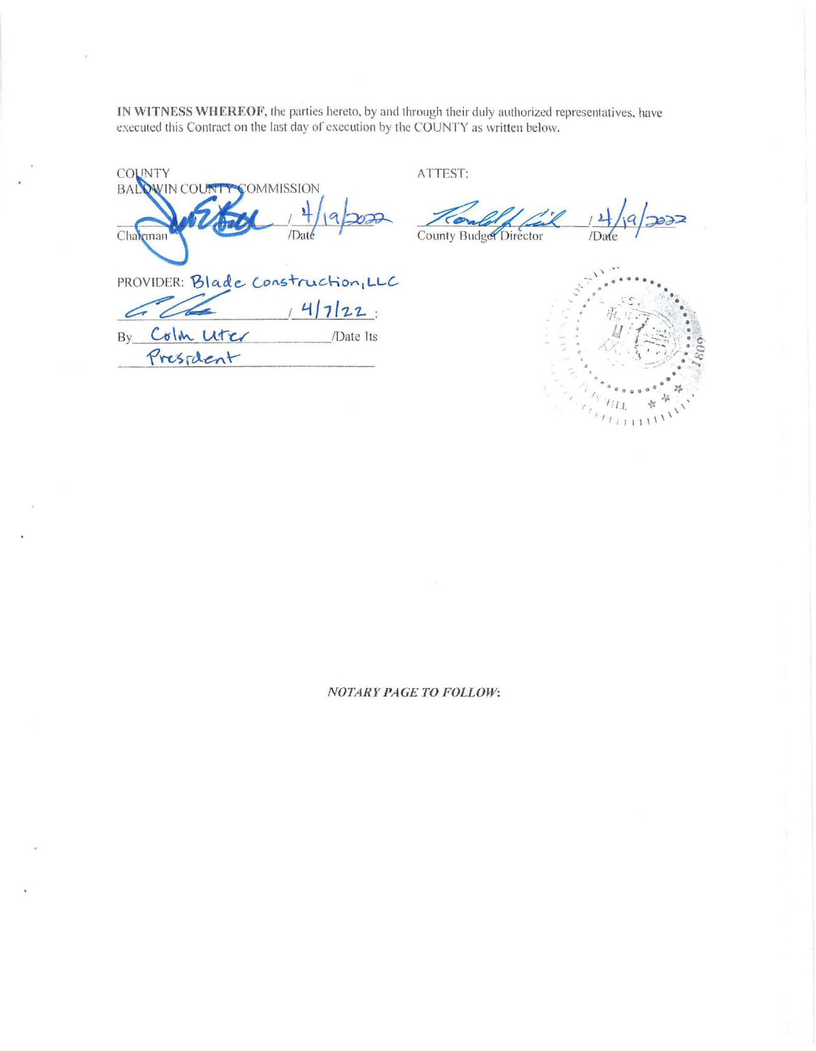**IN WITNESS WHEREOF**, the parties hereto, by and through their duly authorized representatives, have executed this Contract on the last day of execution by the COUNTY as written below.

COUNTY
BALDWIN COUNTY COMMISSION

_________________ / 4/19/2022
Chairman /Date

ATTEST:

_________________ / 4/19/2022
County Budget Director /Date

PROVIDER: Blade Construction, LLC

_________________ / 4/7/22 ;

By Colm Uter /Date Its
President

*NOTARY PAGE TO FOLLOW:*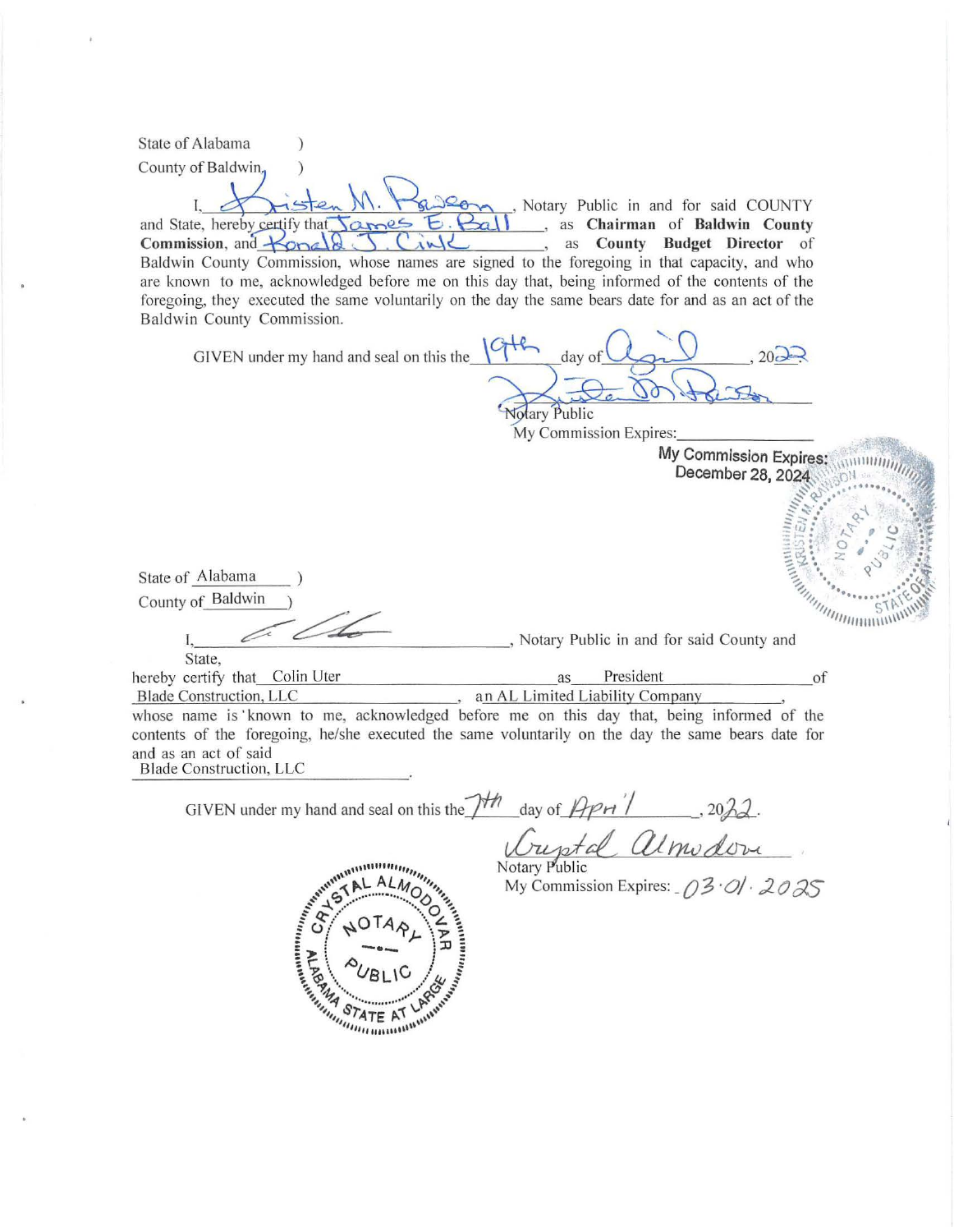State of Alabama )
County of Baldwin, )

I, Kristen M. Rawson, Notary Public in and for said COUNTY and State, hereby certify that James E. Ball, as **Chairman** of **Baldwin County Commission**, and Ronald J. Cink, as **County Budget Director** of Baldwin County Commission, whose names are signed to the foregoing in that capacity, and who are known to me, acknowledged before me on this day that, being informed of the contents of the foregoing, they executed the same voluntarily on the day the same bears date for and as an act of the Baldwin County Commission.

GIVEN under my hand and seal on this the 19th day of April, 2022.

Notary Public
My Commission Expires:

My Commission Expires:
December 28, 2024

KRISTEN M. RAWSON NOTARY PUBLIC STATE OF ALABAMA

State of Alabama )
County of Baldwin )

I, ____________, Notary Public in and for said County and State,
hereby certify that Colin Uter as President of Blade Construction, LLC, an AL Limited Liability Company, whose name is known to me, acknowledged before me on this day that, being informed of the contents of the foregoing, he/she executed the same voluntarily on the day the same bears date for and as an act of said Blade Construction, LLC.

GIVEN under my hand and seal on this the 7th day of April, 2022.

Crystal Almodovar
Notary Public
My Commission Expires: 03·01·2025

CRYSTAL ALMODOVAR NOTARY PUBLIC ALABAMA STATE AT LARGE